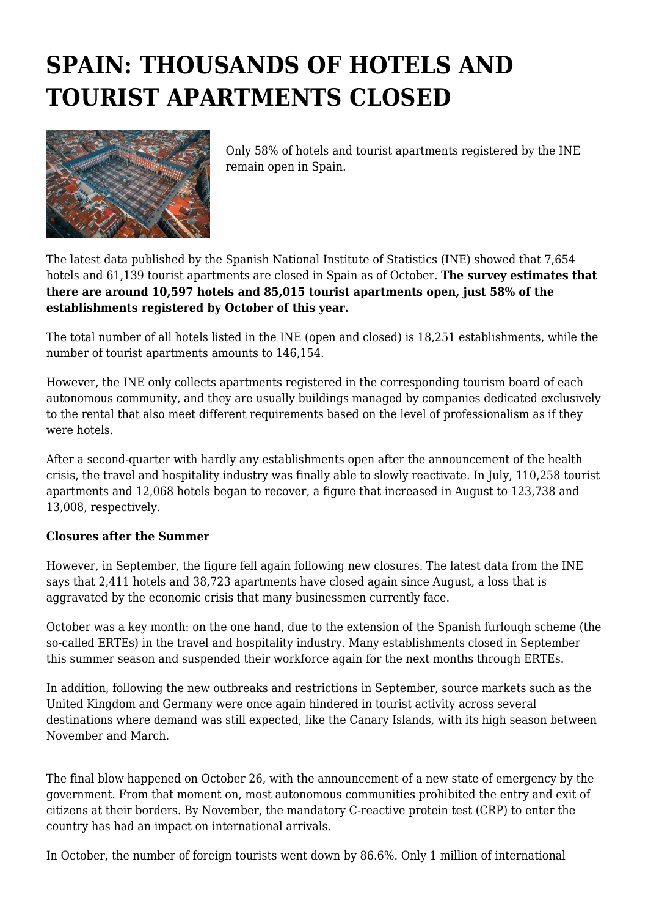# SPAIN: THOUSANDS OF HOTELS AND TOURIST APARTMENTS CLOSED

Only 58% of hotels and tourist apartments registered by the INE remain open in Spain.

The latest data published by the Spanish National Institute of Statistics (INE) showed that 7,654 hotels and 61,139 tourist apartments are closed in Spain as of October. **The survey estimates that there are around 10,597 hotels and 85,015 tourist apartments open, just 58% of the establishments registered by October of this year.**

The total number of all hotels listed in the INE (open and closed) is 18,251 establishments, while the number of tourist apartments amounts to 146,154.

However, the INE only collects apartments registered in the corresponding tourism board of each autonomous community, and they are usually buildings managed by companies dedicated exclusively to the rental that also meet different requirements based on the level of professionalism as if they were hotels.

After a second-quarter with hardly any establishments open after the announcement of the health crisis, the travel and hospitality industry was finally able to slowly reactivate. In July, 110,258 tourist apartments and 12,068 hotels began to recover, a figure that increased in August to 123,738 and 13,008, respectively.

**Closures after the Summer**

However, in September, the figure fell again following new closures. The latest data from the INE says that 2,411 hotels and 38,723 apartments have closed again since August, a loss that is aggravated by the economic crisis that many businessmen currently face.

October was a key month: on the one hand, due to the extension of the Spanish furlough scheme (the so-called ERTEs) in the travel and hospitality industry. Many establishments closed in September this summer season and suspended their workforce again for the next months through ERTEs.

In addition, following the new outbreaks and restrictions in September, source markets such as the United Kingdom and Germany were once again hindered in tourist activity across several destinations where demand was still expected, like the Canary Islands, with its high season between November and March.

The final blow happened on October 26, with the announcement of a new state of emergency by the government. From that moment on, most autonomous communities prohibited the entry and exit of citizens at their borders. By November, the mandatory C-reactive protein test (CRP) to enter the country has had an impact on international arrivals.

In October, the number of foreign tourists went down by 86.6%. Only 1 million of international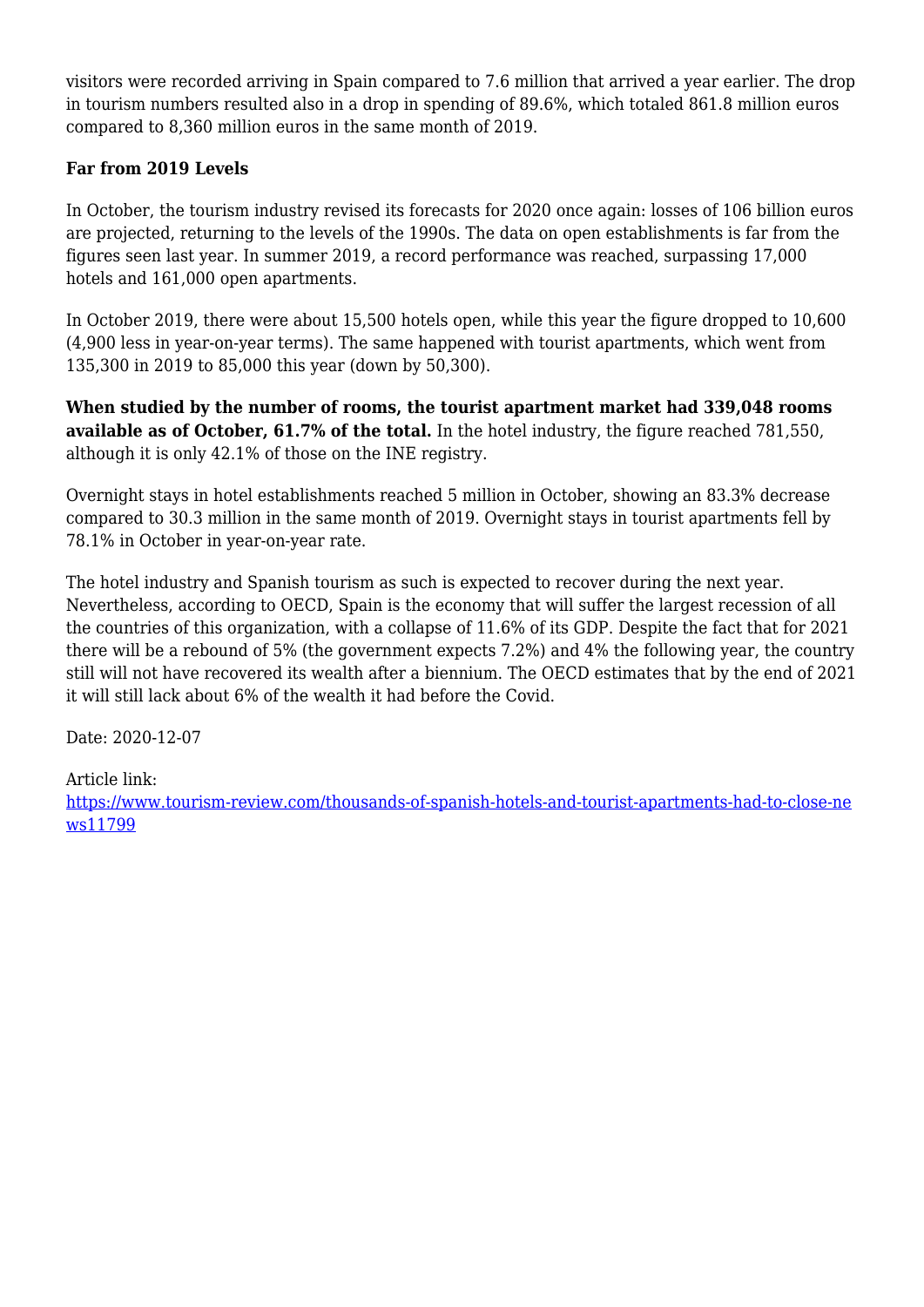visitors were recorded arriving in Spain compared to 7.6 million that arrived a year earlier. The drop in tourism numbers resulted also in a drop in spending of 89.6%, which totaled 861.8 million euros compared to 8,360 million euros in the same month of 2019.

**Far from 2019 Levels**

In October, the tourism industry revised its forecasts for 2020 once again: losses of 106 billion euros are projected, returning to the levels of the 1990s. The data on open establishments is far from the figures seen last year. In summer 2019, a record performance was reached, surpassing 17,000 hotels and 161,000 open apartments.

In October 2019, there were about 15,500 hotels open, while this year the figure dropped to 10,600 (4,900 less in year-on-year terms). The same happened with tourist apartments, which went from 135,300 in 2019 to 85,000 this year (down by 50,300).

**When studied by the number of rooms, the tourist apartment market had 339,048 rooms available as of October, 61.7% of the total.** In the hotel industry, the figure reached 781,550, although it is only 42.1% of those on the INE registry.

Overnight stays in hotel establishments reached 5 million in October, showing an 83.3% decrease compared to 30.3 million in the same month of 2019. Overnight stays in tourist apartments fell by 78.1% in October in year-on-year rate.

The hotel industry and Spanish tourism as such is expected to recover during the next year. Nevertheless, according to OECD, Spain is the economy that will suffer the largest recession of all the countries of this organization, with a collapse of 11.6% of its GDP. Despite the fact that for 2021 there will be a rebound of 5% (the government expects 7.2%) and 4% the following year, the country still will not have recovered its wealth after a biennium. The OECD estimates that by the end of 2021 it will still lack about 6% of the wealth it had before the Covid.

Date: 2020-12-07

Article link:
https://www.tourism-review.com/thousands-of-spanish-hotels-and-tourist-apartments-had-to-close-news11799